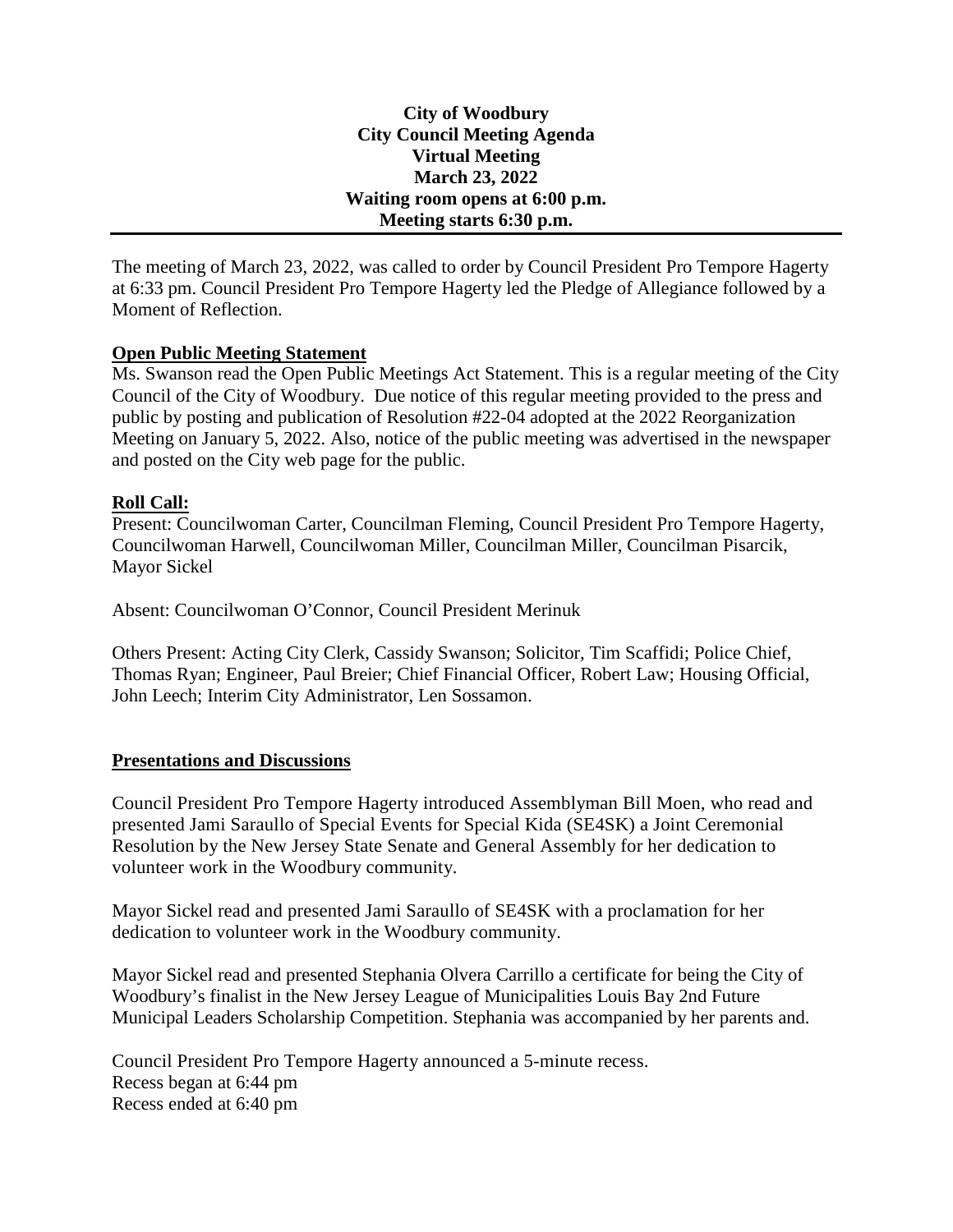**City of Woodbury**
**City Council Meeting Agenda**
**Virtual Meeting**
**March 23, 2022**
**Waiting room opens at 6:00 p.m.**
**Meeting starts 6:30 p.m.**

---

The meeting of March 23, 2022, was called to order by Council President Pro Tempore Hagerty at 6:33 pm. Council President Pro Tempore Hagerty led the Pledge of Allegiance followed by a Moment of Reflection.

**Open Public Meeting Statement**

Ms. Swanson read the Open Public Meetings Act Statement. This is a regular meeting of the City Council of the City of Woodbury. Due notice of this regular meeting provided to the press and public by posting and publication of Resolution #22-04 adopted at the 2022 Reorganization Meeting on January 5, 2022. Also, notice of the public meeting was advertised in the newspaper and posted on the City web page for the public.

**Roll Call:**

Present: Councilwoman Carter, Councilman Fleming, Council President Pro Tempore Hagerty, Councilwoman Harwell, Councilwoman Miller, Councilman Miller, Councilman Pisarcik, Mayor Sickel

Absent: Councilwoman O'Connor, Council President Merinuk

Others Present: Acting City Clerk, Cassidy Swanson; Solicitor, Tim Scaffidi; Police Chief, Thomas Ryan; Engineer, Paul Breier; Chief Financial Officer, Robert Law; Housing Official, John Leech; Interim City Administrator, Len Sossamon.

**Presentations and Discussions**

Council President Pro Tempore Hagerty introduced Assemblyman Bill Moen, who read and presented Jami Saraullo of Special Events for Special Kida (SE4SK) a Joint Ceremonial Resolution by the New Jersey State Senate and General Assembly for her dedication to volunteer work in the Woodbury community.

Mayor Sickel read and presented Jami Saraullo of SE4SK with a proclamation for her dedication to volunteer work in the Woodbury community.

Mayor Sickel read and presented Stephania Olvera Carrillo a certificate for being the City of Woodbury's finalist in the New Jersey League of Municipalities Louis Bay 2nd Future Municipal Leaders Scholarship Competition. Stephania was accompanied by her parents and.

Council President Pro Tempore Hagerty announced a 5-minute recess.
Recess began at 6:44 pm
Recess ended at 6:40 pm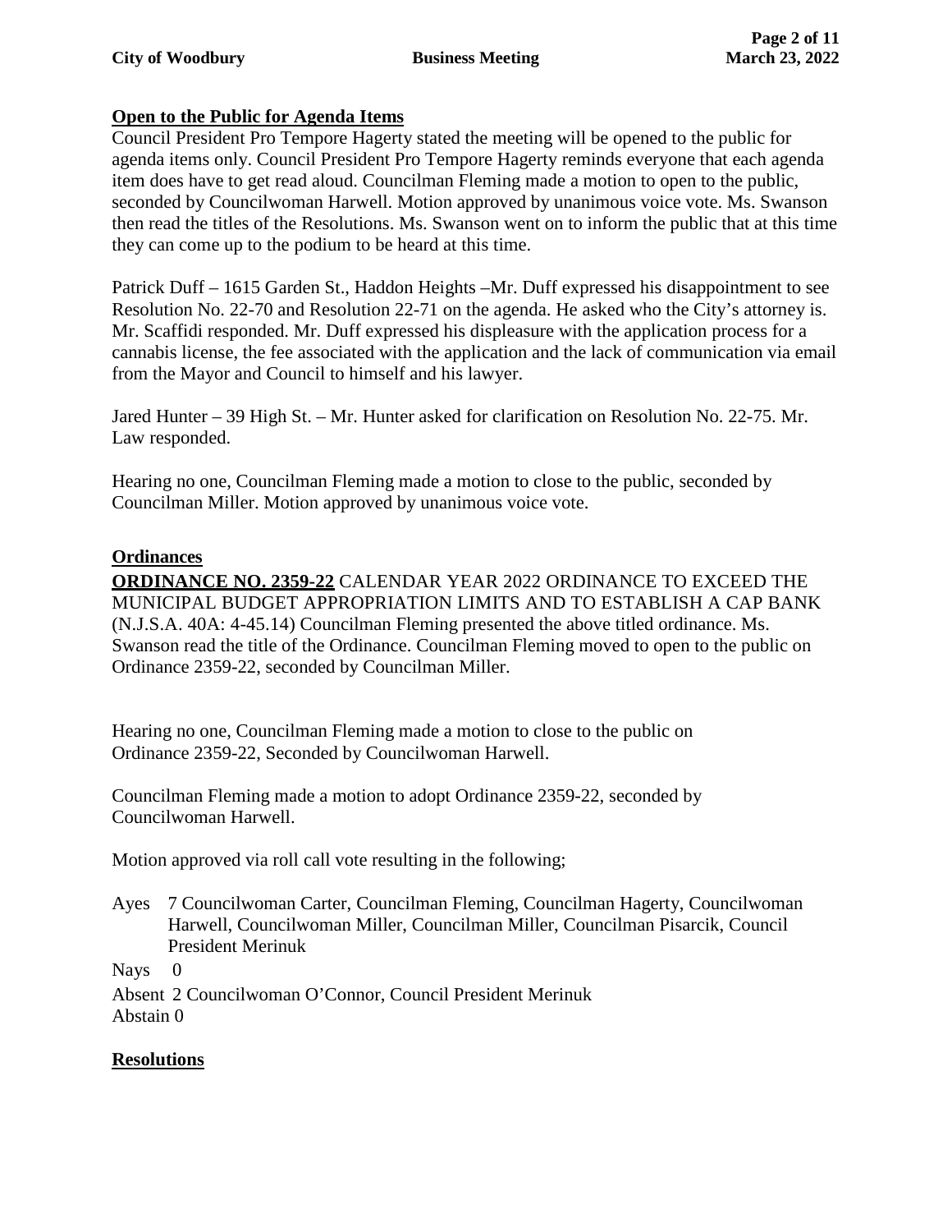**Open to the Public for Agenda Items**

Council President Pro Tempore Hagerty stated the meeting will be opened to the public for agenda items only. Council President Pro Tempore Hagerty reminds everyone that each agenda item does have to get read aloud. Councilman Fleming made a motion to open to the public, seconded by Councilwoman Harwell. Motion approved by unanimous voice vote. Ms. Swanson then read the titles of the Resolutions. Ms. Swanson went on to inform the public that at this time they can come up to the podium to be heard at this time.

Patrick Duff – 1615 Garden St., Haddon Heights –Mr. Duff expressed his disappointment to see Resolution No. 22-70 and Resolution 22-71 on the agenda. He asked who the City's attorney is. Mr. Scaffidi responded. Mr. Duff expressed his displeasure with the application process for a cannabis license, the fee associated with the application and the lack of communication via email from the Mayor and Council to himself and his lawyer.

Jared Hunter – 39 High St. – Mr. Hunter asked for clarification on Resolution No. 22-75. Mr. Law responded.

Hearing no one, Councilman Fleming made a motion to close to the public, seconded by Councilman Miller. Motion approved by unanimous voice vote.

**Ordinances**

**ORDINANCE NO. 2359-22** CALENDAR YEAR 2022 ORDINANCE TO EXCEED THE MUNICIPAL BUDGET APPROPRIATION LIMITS AND TO ESTABLISH A CAP BANK (N.J.S.A. 40A: 4-45.14) Councilman Fleming presented the above titled ordinance. Ms. Swanson read the title of the Ordinance. Councilman Fleming moved to open to the public on Ordinance 2359-22, seconded by Councilman Miller.

Hearing no one, Councilman Fleming made a motion to close to the public on Ordinance 2359-22, Seconded by Councilwoman Harwell.

Councilman Fleming made a motion to adopt Ordinance 2359-22, seconded by Councilwoman Harwell.

Motion approved via roll call vote resulting in the following;

Ayes 7 Councilwoman Carter, Councilman Fleming, Councilman Hagerty, Councilwoman Harwell, Councilwoman Miller, Councilman Miller, Councilman Pisarcik, Council President Merinuk

Nays 0

Absent 2 Councilwoman O'Connor, Council President Merinuk

Abstain 0

**Resolutions**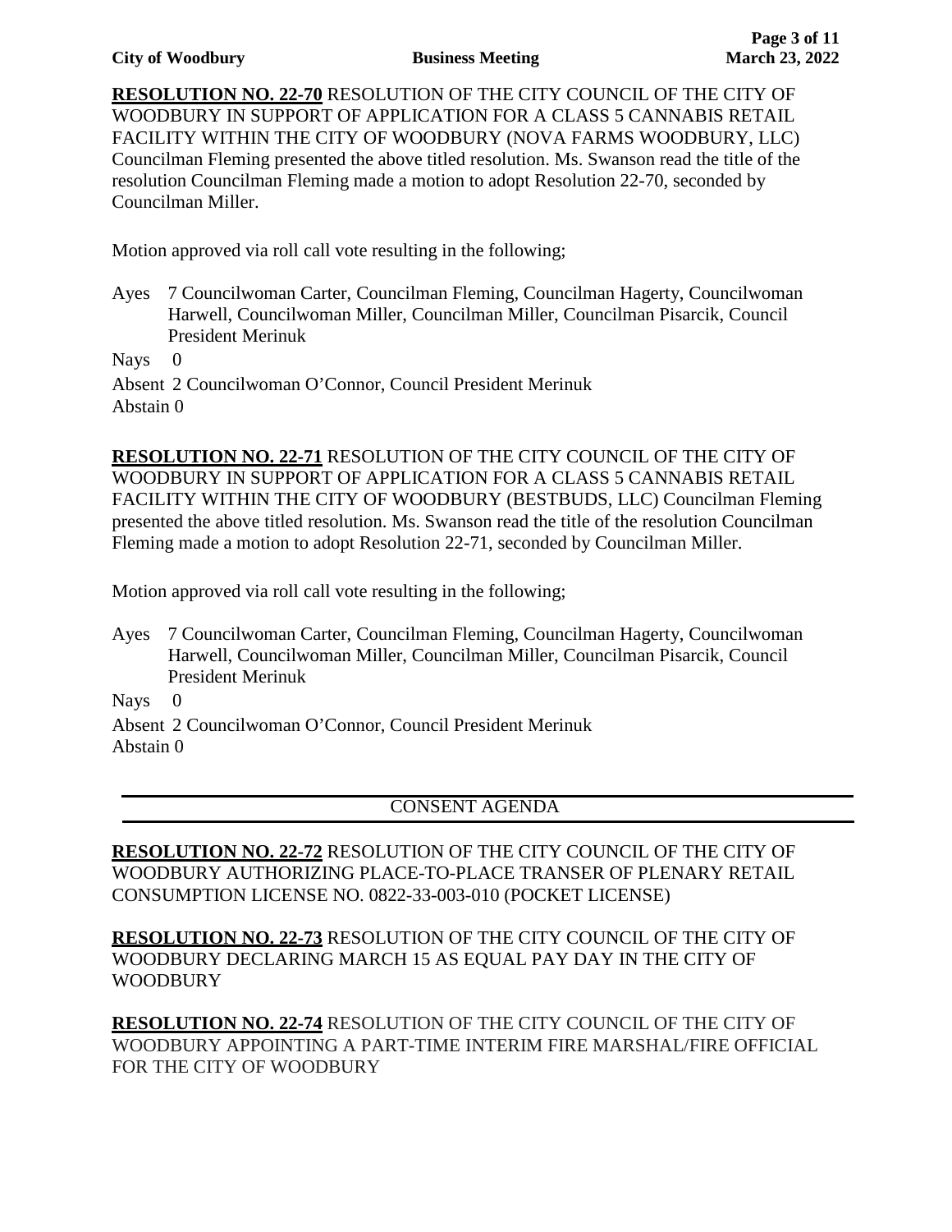**RESOLUTION NO. 22-70** RESOLUTION OF THE CITY COUNCIL OF THE CITY OF WOODBURY IN SUPPORT OF APPLICATION FOR A CLASS 5 CANNABIS RETAIL FACILITY WITHIN THE CITY OF WOODBURY (NOVA FARMS WOODBURY, LLC) Councilman Fleming presented the above titled resolution. Ms. Swanson read the title of the resolution Councilman Fleming made a motion to adopt Resolution 22-70, seconded by Councilman Miller.

Motion approved via roll call vote resulting in the following;

Ayes 7 Councilwoman Carter, Councilman Fleming, Councilman Hagerty, Councilwoman Harwell, Councilwoman Miller, Councilman Miller, Councilman Pisarcik, Council President Merinuk

Nays 0

Absent 2 Councilwoman O'Connor, Council President Merinuk

Abstain 0

**RESOLUTION NO. 22-71** RESOLUTION OF THE CITY COUNCIL OF THE CITY OF WOODBURY IN SUPPORT OF APPLICATION FOR A CLASS 5 CANNABIS RETAIL FACILITY WITHIN THE CITY OF WOODBURY (BESTBUDS, LLC) Councilman Fleming presented the above titled resolution. Ms. Swanson read the title of the resolution Councilman Fleming made a motion to adopt Resolution 22-71, seconded by Councilman Miller.

Motion approved via roll call vote resulting in the following;

Ayes 7 Councilwoman Carter, Councilman Fleming, Councilman Hagerty, Councilwoman Harwell, Councilwoman Miller, Councilman Miller, Councilman Pisarcik, Council President Merinuk

Nays 0

Absent 2 Councilwoman O'Connor, Council President Merinuk

Abstain 0

## CONSENT AGENDA

**RESOLUTION NO. 22-72** RESOLUTION OF THE CITY COUNCIL OF THE CITY OF WOODBURY AUTHORIZING PLACE-TO-PLACE TRANSER OF PLENARY RETAIL CONSUMPTION LICENSE NO. 0822-33-003-010 (POCKET LICENSE)

**RESOLUTION NO. 22-73** RESOLUTION OF THE CITY COUNCIL OF THE CITY OF WOODBURY DECLARING MARCH 15 AS EQUAL PAY DAY IN THE CITY OF WOODBURY

**RESOLUTION NO. 22-74** RESOLUTION OF THE CITY COUNCIL OF THE CITY OF WOODBURY APPOINTING A PART-TIME INTERIM FIRE MARSHAL/FIRE OFFICIAL FOR THE CITY OF WOODBURY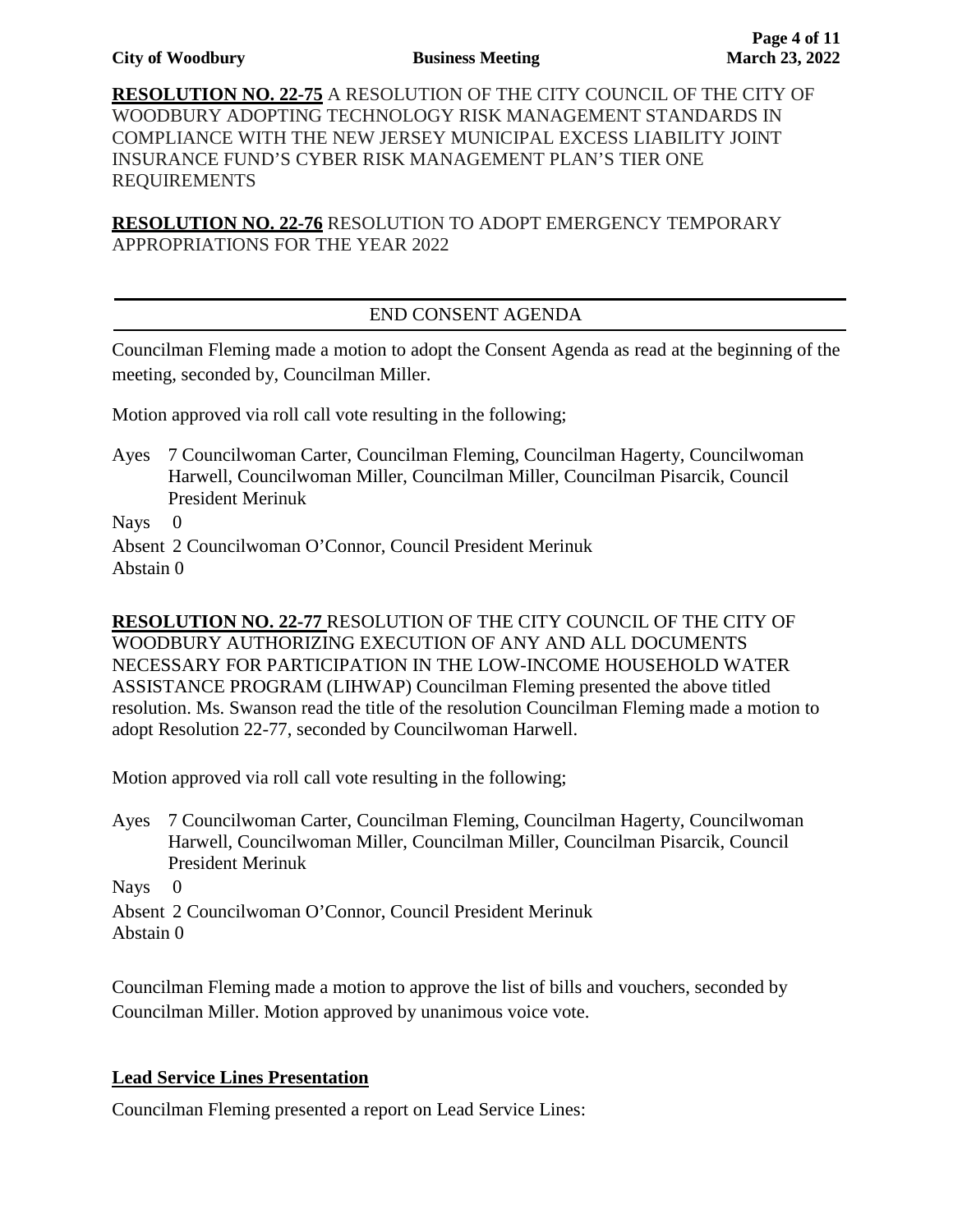**RESOLUTION NO. 22-75** A RESOLUTION OF THE CITY COUNCIL OF THE CITY OF WOODBURY ADOPTING TECHNOLOGY RISK MANAGEMENT STANDARDS IN COMPLIANCE WITH THE NEW JERSEY MUNICIPAL EXCESS LIABILITY JOINT INSURANCE FUND'S CYBER RISK MANAGEMENT PLAN'S TIER ONE REQUIREMENTS

**RESOLUTION NO. 22-76** RESOLUTION TO ADOPT EMERGENCY TEMPORARY APPROPRIATIONS FOR THE YEAR 2022

---

END CONSENT AGENDA

---

Councilman Fleming made a motion to adopt the Consent Agenda as read at the beginning of the meeting, seconded by, Councilman Miller.

Motion approved via roll call vote resulting in the following;

Ayes 7 Councilwoman Carter, Councilman Fleming, Councilman Hagerty, Councilwoman Harwell, Councilwoman Miller, Councilman Miller, Councilman Pisarcik, Council President Merinuk

Nays 0

Absent 2 Councilwoman O'Connor, Council President Merinuk

Abstain 0

**RESOLUTION NO. 22-77** RESOLUTION OF THE CITY COUNCIL OF THE CITY OF WOODBURY AUTHORIZING EXECUTION OF ANY AND ALL DOCUMENTS NECESSARY FOR PARTICIPATION IN THE LOW-INCOME HOUSEHOLD WATER ASSISTANCE PROGRAM (LIHWAP) Councilman Fleming presented the above titled resolution. Ms. Swanson read the title of the resolution Councilman Fleming made a motion to adopt Resolution 22-77, seconded by Councilwoman Harwell.

Motion approved via roll call vote resulting in the following;

Ayes 7 Councilwoman Carter, Councilman Fleming, Councilman Hagerty, Councilwoman Harwell, Councilwoman Miller, Councilman Miller, Councilman Pisarcik, Council President Merinuk

Nays 0

Absent 2 Councilwoman O'Connor, Council President Merinuk

Abstain 0

Councilman Fleming made a motion to approve the list of bills and vouchers, seconded by Councilman Miller. Motion approved by unanimous voice vote.

**Lead Service Lines Presentation**

Councilman Fleming presented a report on Lead Service Lines: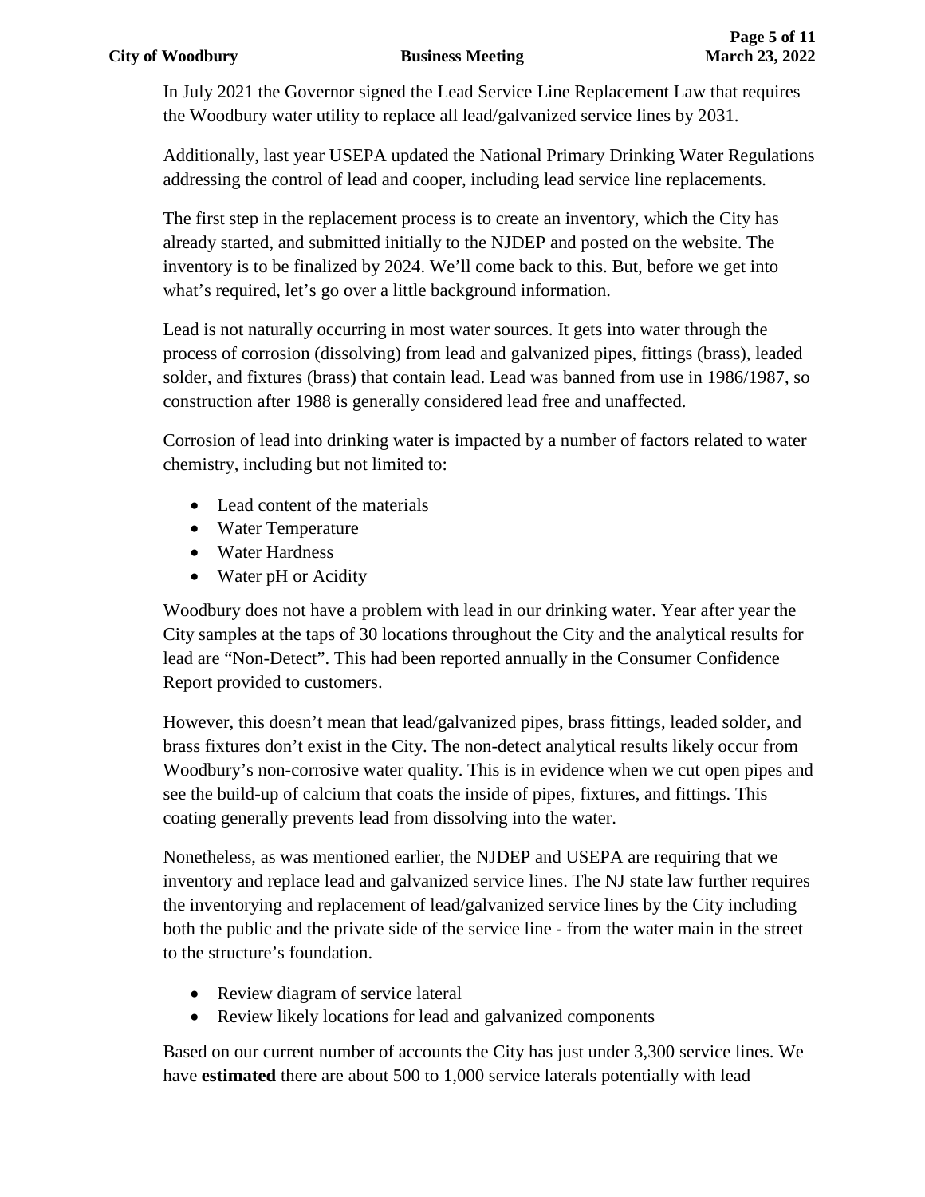In July 2021 the Governor signed the Lead Service Line Replacement Law that requires the Woodbury water utility to replace all lead/galvanized service lines by 2031.

Additionally, last year USEPA updated the National Primary Drinking Water Regulations addressing the control of lead and cooper, including lead service line replacements.

The first step in the replacement process is to create an inventory, which the City has already started, and submitted initially to the NJDEP and posted on the website. The inventory is to be finalized by 2024. We'll come back to this. But, before we get into what's required, let's go over a little background information.

Lead is not naturally occurring in most water sources. It gets into water through the process of corrosion (dissolving) from lead and galvanized pipes, fittings (brass), leaded solder, and fixtures (brass) that contain lead. Lead was banned from use in 1986/1987, so construction after 1988 is generally considered lead free and unaffected.

Corrosion of lead into drinking water is impacted by a number of factors related to water chemistry, including but not limited to:

- Lead content of the materials
- Water Temperature
- Water Hardness
- Water pH or Acidity

Woodbury does not have a problem with lead in our drinking water. Year after year the City samples at the taps of 30 locations throughout the City and the analytical results for lead are "Non-Detect". This had been reported annually in the Consumer Confidence Report provided to customers.

However, this doesn't mean that lead/galvanized pipes, brass fittings, leaded solder, and brass fixtures don't exist in the City. The non-detect analytical results likely occur from Woodbury's non-corrosive water quality. This is in evidence when we cut open pipes and see the build-up of calcium that coats the inside of pipes, fixtures, and fittings. This coating generally prevents lead from dissolving into the water.

Nonetheless, as was mentioned earlier, the NJDEP and USEPA are requiring that we inventory and replace lead and galvanized service lines. The NJ state law further requires the inventorying and replacement of lead/galvanized service lines by the City including both the public and the private side of the service line - from the water main in the street to the structure's foundation.

- Review diagram of service lateral
- Review likely locations for lead and galvanized components

Based on our current number of accounts the City has just under 3,300 service lines. We have **estimated** there are about 500 to 1,000 service laterals potentially with lead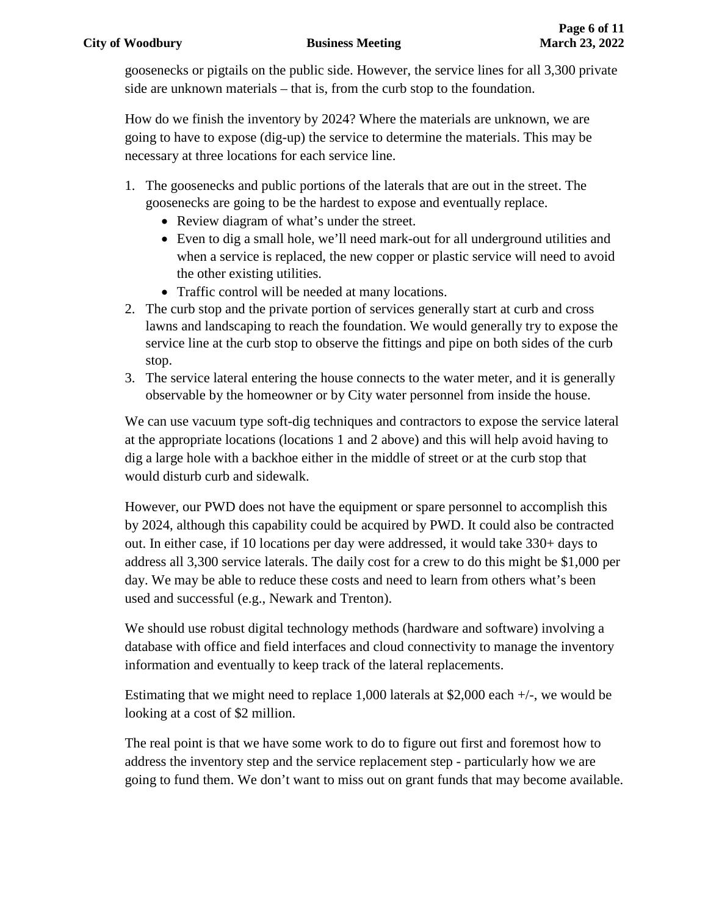goosenecks or pigtails on the public side. However, the service lines for all 3,300 private side are unknown materials – that is, from the curb stop to the foundation.

How do we finish the inventory by 2024? Where the materials are unknown, we are going to have to expose (dig-up) the service to determine the materials. This may be necessary at three locations for each service line.

1. The goosenecks and public portions of the laterals that are out in the street. The goosenecks are going to be the hardest to expose and eventually replace.
   - Review diagram of what's under the street.
   - Even to dig a small hole, we'll need mark-out for all underground utilities and when a service is replaced, the new copper or plastic service will need to avoid the other existing utilities.
   - Traffic control will be needed at many locations.
2. The curb stop and the private portion of services generally start at curb and cross lawns and landscaping to reach the foundation. We would generally try to expose the service line at the curb stop to observe the fittings and pipe on both sides of the curb stop.
3. The service lateral entering the house connects to the water meter, and it is generally observable by the homeowner or by City water personnel from inside the house.

We can use vacuum type soft-dig techniques and contractors to expose the service lateral at the appropriate locations (locations 1 and 2 above) and this will help avoid having to dig a large hole with a backhoe either in the middle of street or at the curb stop that would disturb curb and sidewalk.

However, our PWD does not have the equipment or spare personnel to accomplish this by 2024, although this capability could be acquired by PWD. It could also be contracted out. In either case, if 10 locations per day were addressed, it would take 330+ days to address all 3,300 service laterals. The daily cost for a crew to do this might be $1,000 per day. We may be able to reduce these costs and need to learn from others what's been used and successful (e.g., Newark and Trenton).

We should use robust digital technology methods (hardware and software) involving a database with office and field interfaces and cloud connectivity to manage the inventory information and eventually to keep track of the lateral replacements.

Estimating that we might need to replace 1,000 laterals at $2,000 each +/-, we would be looking at a cost of $2 million.

The real point is that we have some work to do to figure out first and foremost how to address the inventory step and the service replacement step - particularly how we are going to fund them. We don't want to miss out on grant funds that may become available.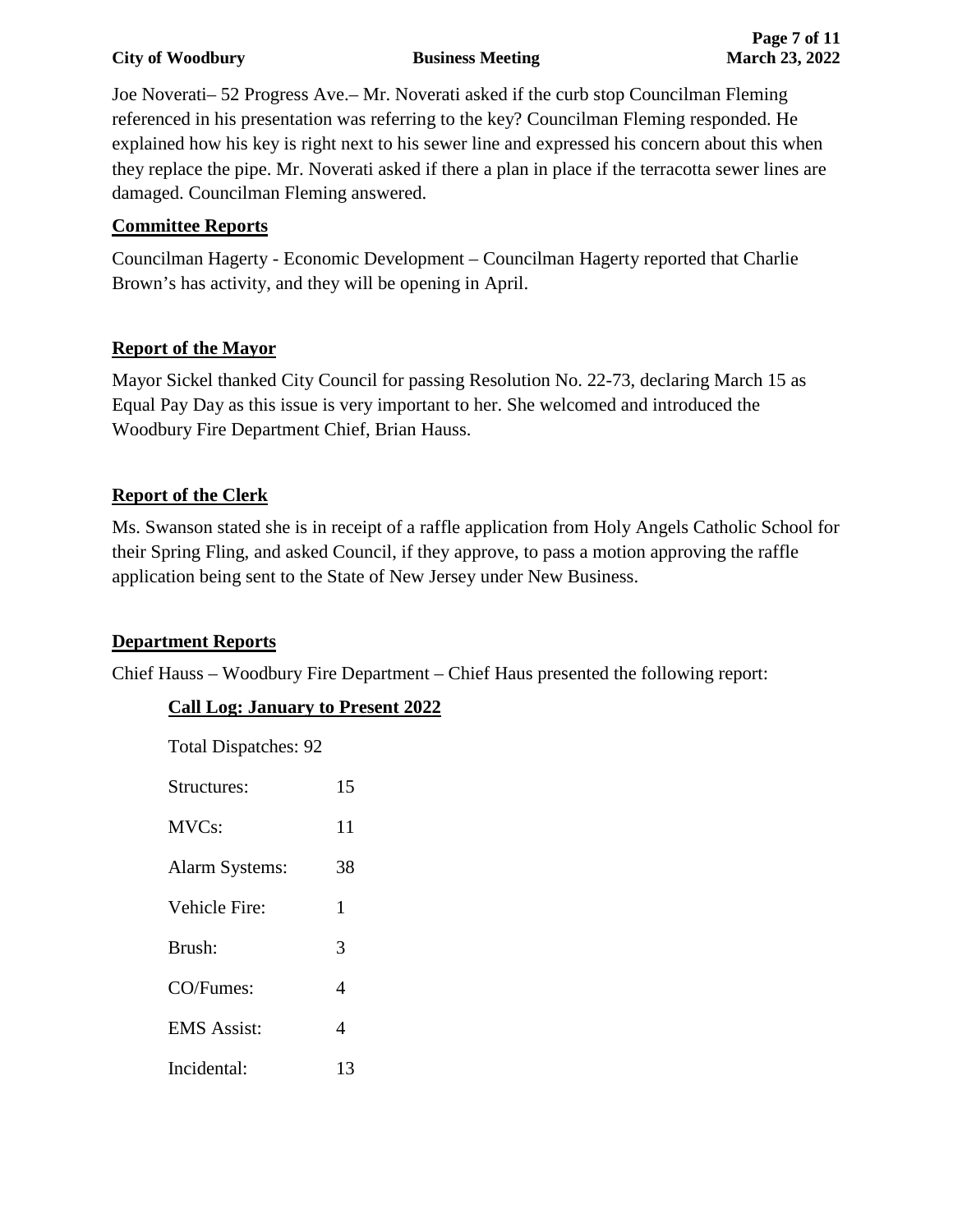Joe Noverati– 52 Progress Ave.– Mr. Noverati asked if the curb stop Councilman Fleming referenced in his presentation was referring to the key? Councilman Fleming responded. He explained how his key is right next to his sewer line and expressed his concern about this when they replace the pipe. Mr. Noverati asked if there a plan in place if the terracotta sewer lines are damaged. Councilman Fleming answered.

## Committee Reports

Councilman Hagerty - Economic Development – Councilman Hagerty reported that Charlie Brown's has activity, and they will be opening in April.

## Report of the Mayor

Mayor Sickel thanked City Council for passing Resolution No. 22-73, declaring March 15 as Equal Pay Day as this issue is very important to her. She welcomed and introduced the Woodbury Fire Department Chief, Brian Hauss.

## Report of the Clerk

Ms. Swanson stated she is in receipt of a raffle application from Holy Angels Catholic School for their Spring Fling, and asked Council, if they approve, to pass a motion approving the raffle application being sent to the State of New Jersey under New Business.

## Department Reports

Chief Hauss – Woodbury Fire Department – Chief Haus presented the following report:

### Call Log: January to Present 2022

Total Dispatches: 92

| | |
|---|---|
| Structures: | 15 |
| MVCs: | 11 |
| Alarm Systems: | 38 |
| Vehicle Fire: | 1 |
| Brush: | 3 |
| CO/Fumes: | 4 |
| EMS Assist: | 4 |
| Incidental: | 13 |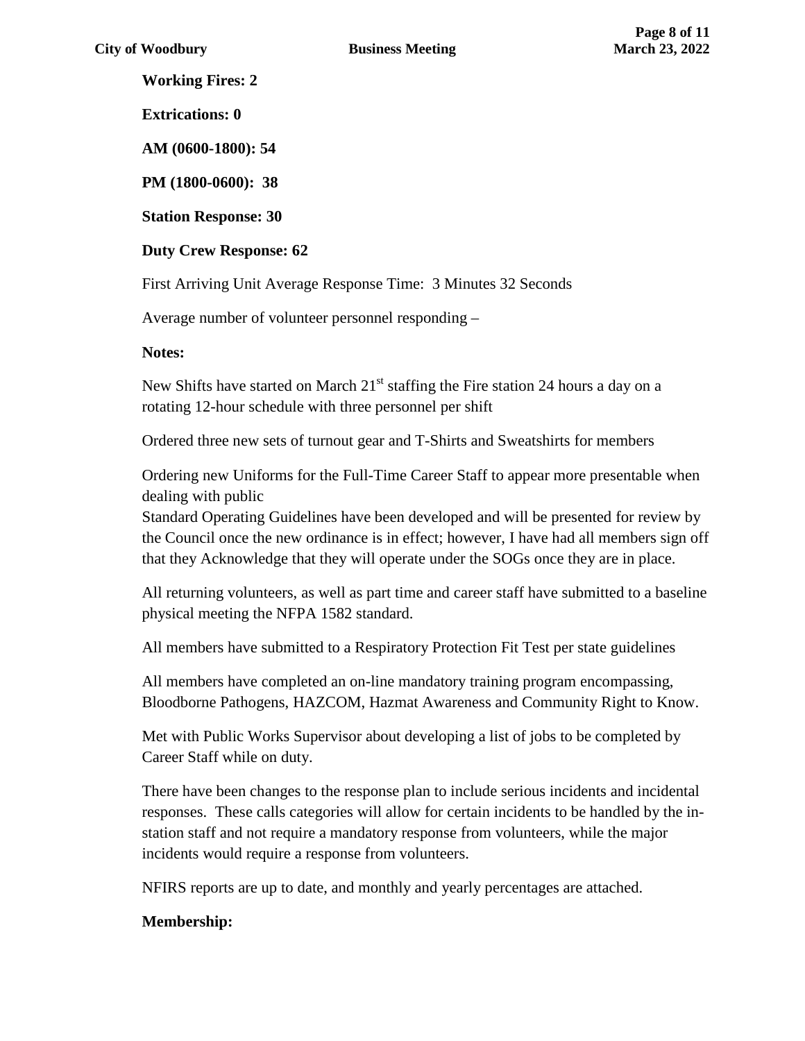**Working Fires: 2**

**Extrications: 0**

**AM (0600-1800): 54**

**PM (1800-0600): 38**

**Station Response: 30**

**Duty Crew Response: 62**

First Arriving Unit Average Response Time: 3 Minutes 32 Seconds

Average number of volunteer personnel responding –

**Notes:**

New Shifts have started on March 21st staffing the Fire station 24 hours a day on a rotating 12-hour schedule with three personnel per shift

Ordered three new sets of turnout gear and T-Shirts and Sweatshirts for members

Ordering new Uniforms for the Full-Time Career Staff to appear more presentable when dealing with public
Standard Operating Guidelines have been developed and will be presented for review by the Council once the new ordinance is in effect; however, I have had all members sign off that they Acknowledge that they will operate under the SOGs once they are in place.

All returning volunteers, as well as part time and career staff have submitted to a baseline physical meeting the NFPA 1582 standard.

All members have submitted to a Respiratory Protection Fit Test per state guidelines

All members have completed an on-line mandatory training program encompassing, Bloodborne Pathogens, HAZCOM, Hazmat Awareness and Community Right to Know.

Met with Public Works Supervisor about developing a list of jobs to be completed by Career Staff while on duty.

There have been changes to the response plan to include serious incidents and incidental responses. These calls categories will allow for certain incidents to be handled by the in-station staff and not require a mandatory response from volunteers, while the major incidents would require a response from volunteers.

NFIRS reports are up to date, and monthly and yearly percentages are attached.

**Membership:**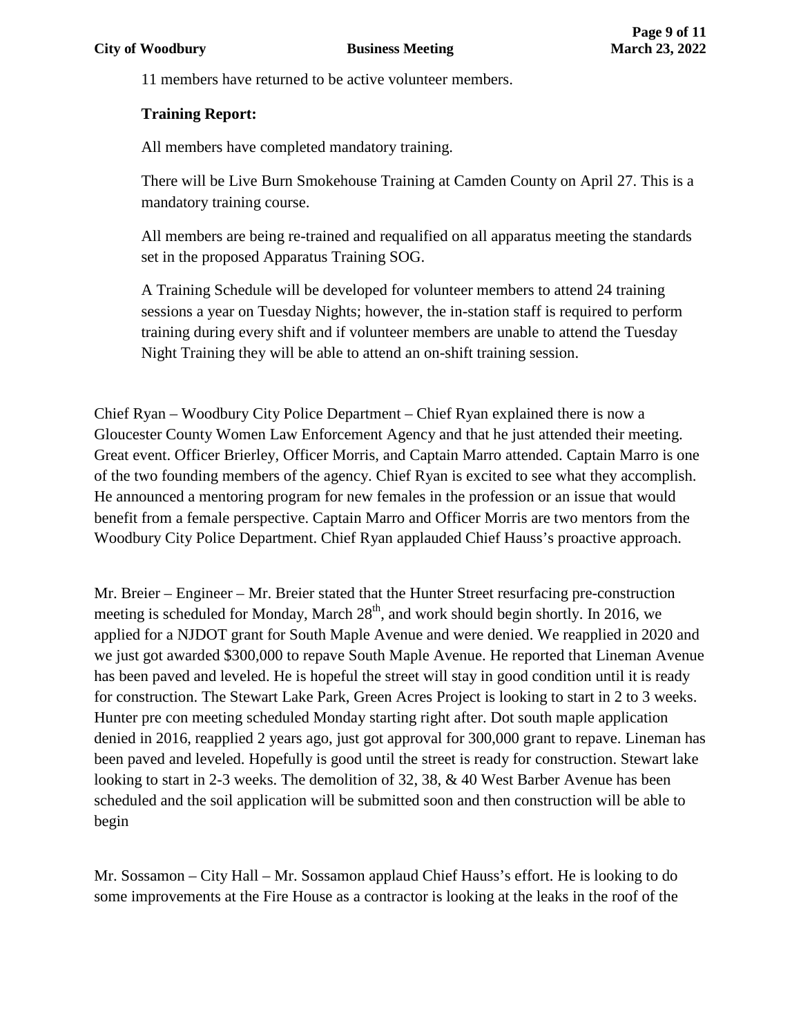11 members have returned to be active volunteer members.

**Training Report:**

All members have completed mandatory training.

There will be Live Burn Smokehouse Training at Camden County on April 27. This is a mandatory training course.

All members are being re-trained and requalified on all apparatus meeting the standards set in the proposed Apparatus Training SOG.

A Training Schedule will be developed for volunteer members to attend 24 training sessions a year on Tuesday Nights; however, the in-station staff is required to perform training during every shift and if volunteer members are unable to attend the Tuesday Night Training they will be able to attend an on-shift training session.

Chief Ryan – Woodbury City Police Department – Chief Ryan explained there is now a Gloucester County Women Law Enforcement Agency and that he just attended their meeting. Great event. Officer Brierley, Officer Morris, and Captain Marro attended. Captain Marro is one of the two founding members of the agency. Chief Ryan is excited to see what they accomplish. He announced a mentoring program for new females in the profession or an issue that would benefit from a female perspective. Captain Marro and Officer Morris are two mentors from the Woodbury City Police Department. Chief Ryan applauded Chief Hauss's proactive approach.

Mr. Breier – Engineer – Mr. Breier stated that the Hunter Street resurfacing pre-construction meeting is scheduled for Monday, March 28th, and work should begin shortly. In 2016, we applied for a NJDOT grant for South Maple Avenue and were denied. We reapplied in 2020 and we just got awarded $300,000 to repave South Maple Avenue. He reported that Lineman Avenue has been paved and leveled. He is hopeful the street will stay in good condition until it is ready for construction. The Stewart Lake Park, Green Acres Project is looking to start in 2 to 3 weeks. Hunter pre con meeting scheduled Monday starting right after. Dot south maple application denied in 2016, reapplied 2 years ago, just got approval for 300,000 grant to repave. Lineman has been paved and leveled. Hopefully is good until the street is ready for construction. Stewart lake looking to start in 2-3 weeks. The demolition of 32, 38, & 40 West Barber Avenue has been scheduled and the soil application will be submitted soon and then construction will be able to begin

Mr. Sossamon – City Hall – Mr. Sossamon applaud Chief Hauss's effort. He is looking to do some improvements at the Fire House as a contractor is looking at the leaks in the roof of the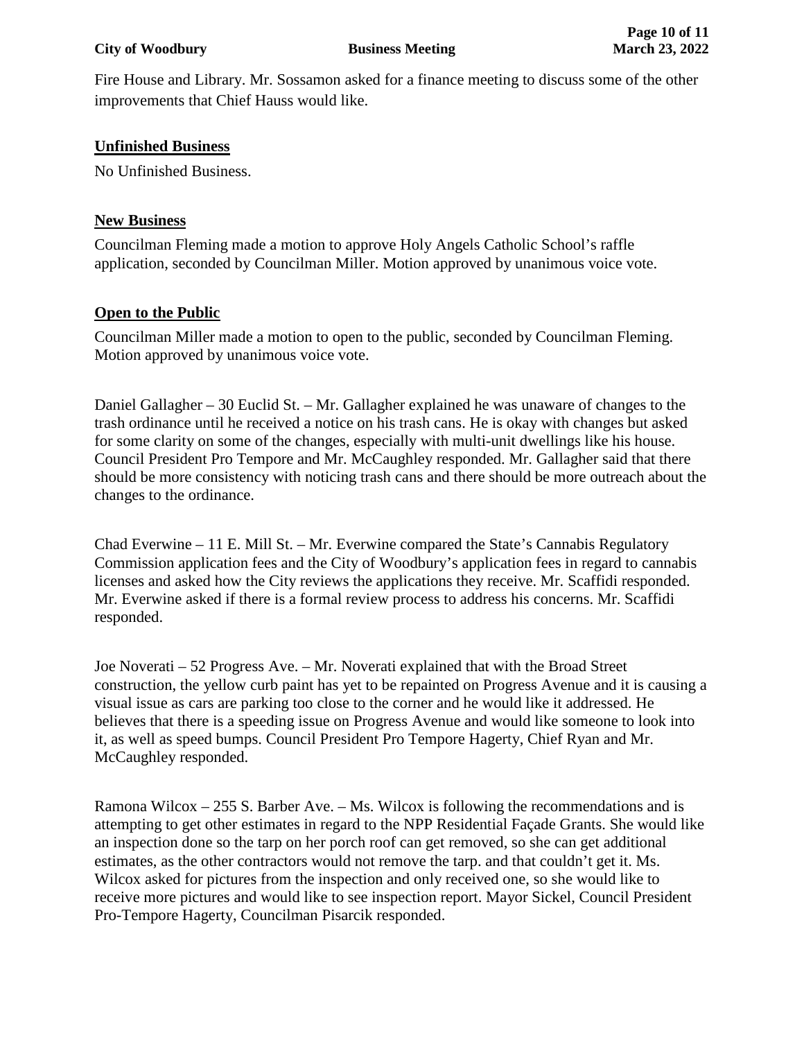Fire House and Library. Mr. Sossamon asked for a finance meeting to discuss some of the other improvements that Chief Hauss would like.

## Unfinished Business

No Unfinished Business.

## New Business

Councilman Fleming made a motion to approve Holy Angels Catholic School's raffle application, seconded by Councilman Miller. Motion approved by unanimous voice vote.

## Open to the Public

Councilman Miller made a motion to open to the public, seconded by Councilman Fleming. Motion approved by unanimous voice vote.

Daniel Gallagher – 30 Euclid St. – Mr. Gallagher explained he was unaware of changes to the trash ordinance until he received a notice on his trash cans. He is okay with changes but asked for some clarity on some of the changes, especially with multi-unit dwellings like his house. Council President Pro Tempore and Mr. McCaughley responded. Mr. Gallagher said that there should be more consistency with noticing trash cans and there should be more outreach about the changes to the ordinance.

Chad Everwine – 11 E. Mill St. – Mr. Everwine compared the State's Cannabis Regulatory Commission application fees and the City of Woodbury's application fees in regard to cannabis licenses and asked how the City reviews the applications they receive. Mr. Scaffidi responded. Mr. Everwine asked if there is a formal review process to address his concerns. Mr. Scaffidi responded.

Joe Noverati – 52 Progress Ave. – Mr. Noverati explained that with the Broad Street construction, the yellow curb paint has yet to be repainted on Progress Avenue and it is causing a visual issue as cars are parking too close to the corner and he would like it addressed. He believes that there is a speeding issue on Progress Avenue and would like someone to look into it, as well as speed bumps. Council President Pro Tempore Hagerty, Chief Ryan and Mr. McCaughley responded.

Ramona Wilcox – 255 S. Barber Ave. – Ms. Wilcox is following the recommendations and is attempting to get other estimates in regard to the NPP Residential Façade Grants. She would like an inspection done so the tarp on her porch roof can get removed, so she can get additional estimates, as the other contractors would not remove the tarp. and that couldn't get it. Ms. Wilcox asked for pictures from the inspection and only received one, so she would like to receive more pictures and would like to see inspection report. Mayor Sickel, Council President Pro-Tempore Hagerty, Councilman Pisarcik responded.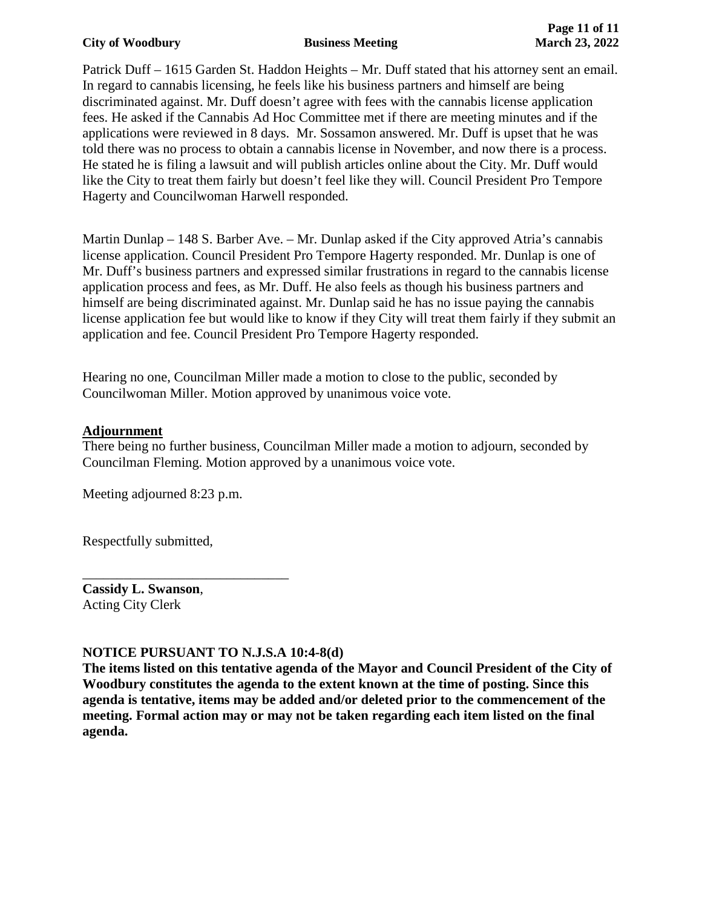Patrick Duff – 1615 Garden St. Haddon Heights – Mr. Duff stated that his attorney sent an email. In regard to cannabis licensing, he feels like his business partners and himself are being discriminated against. Mr. Duff doesn't agree with fees with the cannabis license application fees. He asked if the Cannabis Ad Hoc Committee met if there are meeting minutes and if the applications were reviewed in 8 days. Mr. Sossamon answered. Mr. Duff is upset that he was told there was no process to obtain a cannabis license in November, and now there is a process. He stated he is filing a lawsuit and will publish articles online about the City. Mr. Duff would like the City to treat them fairly but doesn't feel like they will. Council President Pro Tempore Hagerty and Councilwoman Harwell responded.

Martin Dunlap – 148 S. Barber Ave. – Mr. Dunlap asked if the City approved Atria's cannabis license application. Council President Pro Tempore Hagerty responded. Mr. Dunlap is one of Mr. Duff's business partners and expressed similar frustrations in regard to the cannabis license application process and fees, as Mr. Duff. He also feels as though his business partners and himself are being discriminated against. Mr. Dunlap said he has no issue paying the cannabis license application fee but would like to know if they City will treat them fairly if they submit an application and fee. Council President Pro Tempore Hagerty responded.

Hearing no one, Councilman Miller made a motion to close to the public, seconded by Councilwoman Miller. Motion approved by unanimous voice vote.

**Adjournment**

There being no further business, Councilman Miller made a motion to adjourn, seconded by Councilman Fleming. Motion approved by a unanimous voice vote.

Meeting adjourned 8:23 p.m.

Respectfully submitted,

_______________________________

**Cassidy L. Swanson**,
Acting City Clerk

**NOTICE PURSUANT TO N.J.S.A 10:4-8(d)**

**The items listed on this tentative agenda of the Mayor and Council President of the City of Woodbury constitutes the agenda to the extent known at the time of posting. Since this agenda is tentative, items may be added and/or deleted prior to the commencement of the meeting. Formal action may or may not be taken regarding each item listed on the final agenda.**